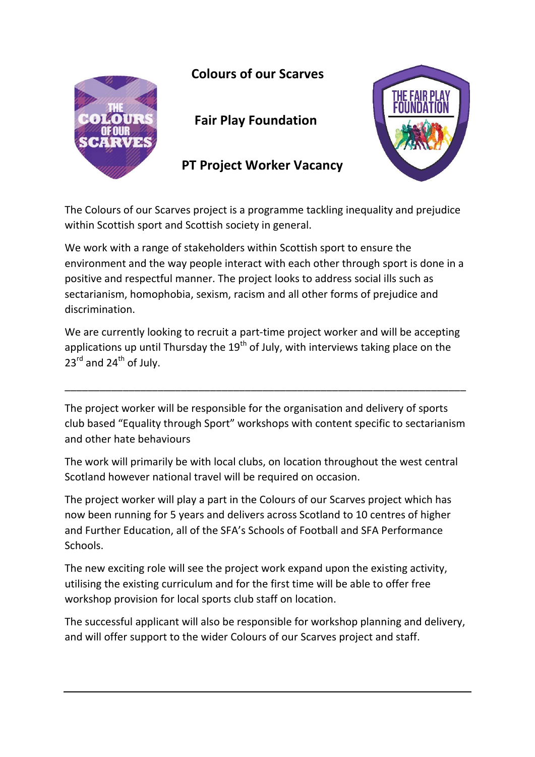# Colours of our Scarves

## Fair Play Foundation

## PT Project Worker Vacancy

The Colours of our Scarves project is a programme tackling inequality and prejudice within Scottish sport and Scottish society in general.

We work with a range of stakeholders within Scottish sport to ensure the environment and the way people interact with each other through sport is done in a positive and respectful manner. The project looks to address social ills such as sectarianism, homophobia, sexism, racism and all other forms of prejudice and discrimination.

We are currently looking to recruit a part-time project worker and will be accepting applications up until Thursday the 19th of July, with interviews taking place on the 23rd and 24th of July.

---

The project worker will be responsible for the organisation and delivery of sports club based "Equality through Sport" workshops with content specific to sectarianism and other hate behaviours

The work will primarily be with local clubs, on location throughout the west central Scotland however national travel will be required on occasion.

The project worker will play a part in the Colours of our Scarves project which has now been running for 5 years and delivers across Scotland to 10 centres of higher and Further Education, all of the SFA's Schools of Football and SFA Performance Schools.

The new exciting role will see the project work expand upon the existing activity, utilising the existing curriculum and for the first time will be able to offer free workshop provision for local sports club staff on location.

The successful applicant will also be responsible for workshop planning and delivery, and will offer support to the wider Colours of our Scarves project and staff.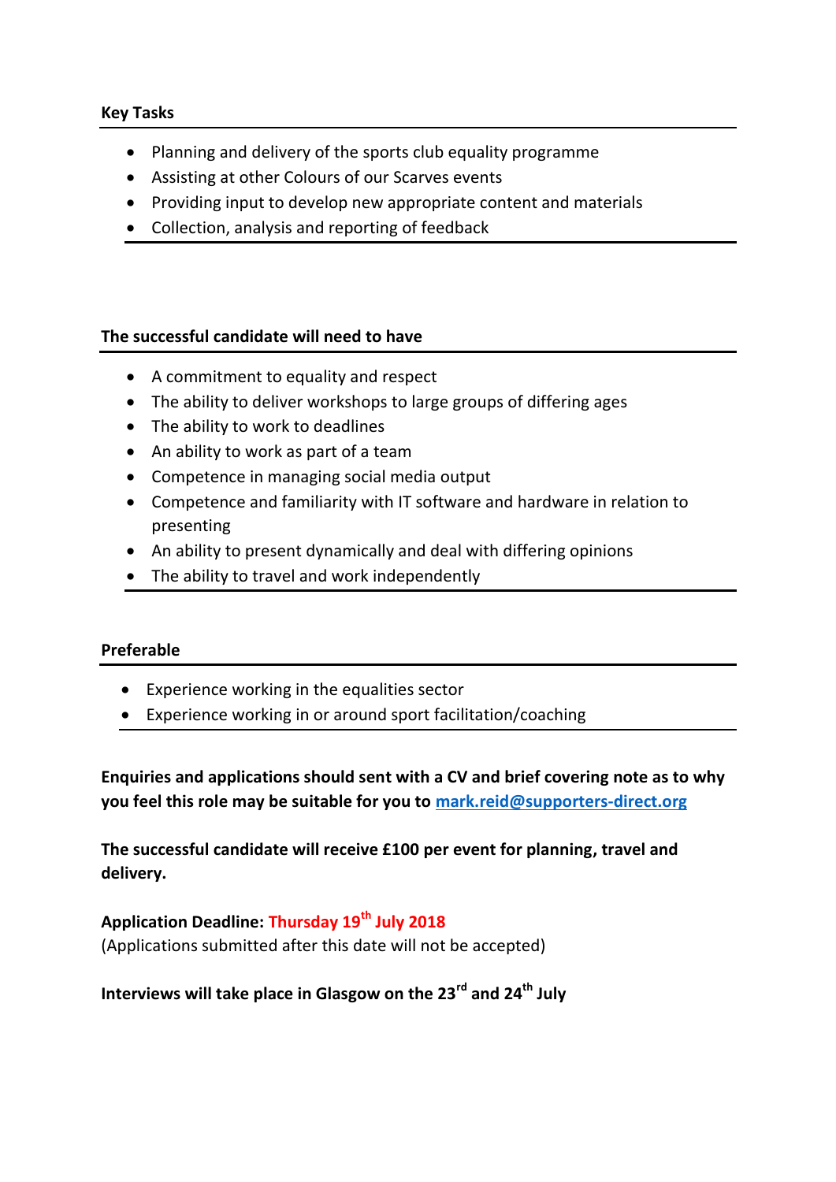**Key Tasks**

- Planning and delivery of the sports club equality programme
- Assisting at other Colours of our Scarves events
- Providing input to develop new appropriate content and materials
- Collection, analysis and reporting of feedback

**The successful candidate will need to have**

- A commitment to equality and respect
- The ability to deliver workshops to large groups of differing ages
- The ability to work to deadlines
- An ability to work as part of a team
- Competence in managing social media output
- Competence and familiarity with IT software and hardware in relation to presenting
- An ability to present dynamically and deal with differing opinions
- The ability to travel and work independently

**Preferable**

- Experience working in the equalities sector
- Experience working in or around sport facilitation/coaching

**Enquiries and applications should sent with a CV and brief covering note as to why you feel this role may be suitable for you to mark.reid@supporters-direct.org**

**The successful candidate will receive £100 per event for planning, travel and delivery.**

**Application Deadline: Thursday 19th July 2018**
(Applications submitted after this date will not be accepted)

**Interviews will take place in Glasgow on the 23rd and 24th July**